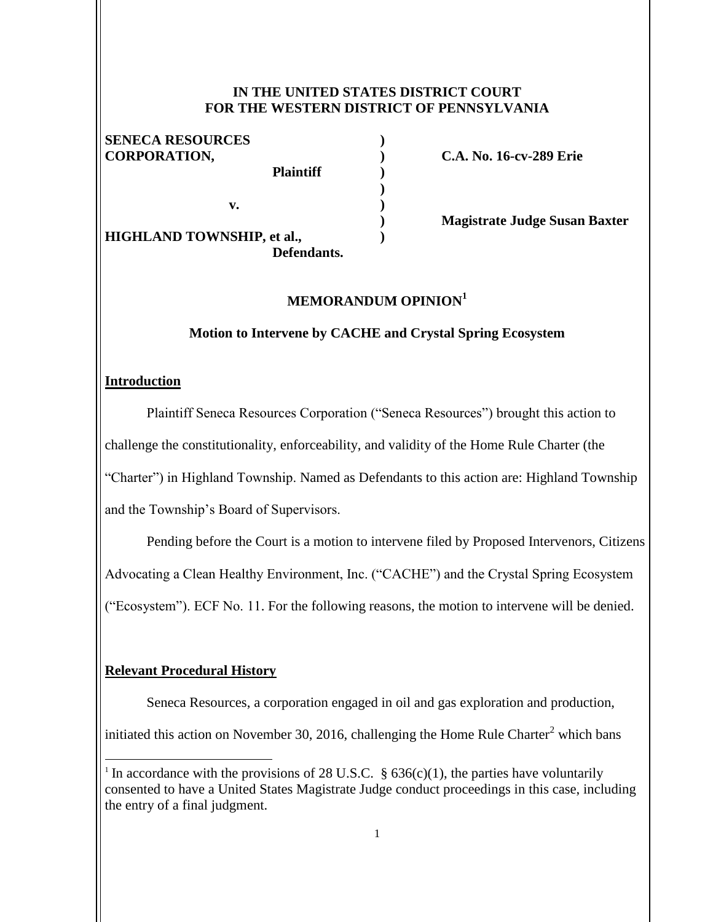**IN THE UNITED STATES DISTRICT COURT**
**FOR THE WESTERN DISTRICT OF PENNSYLVANIA**

| | | |
|---|---|---|
| **SENECA RESOURCES CORPORATION,** | ) | **C.A. No. 16-cv-289 Erie** |
| **Plaintiff** | ) | |
| | ) | |
| **v.** | ) | |
| | ) | **Magistrate Judge Susan Baxter** |
| **HIGHLAND TOWNSHIP, et al.,** | ) | |
| **Defendants.** | | |

## MEMORANDUM OPINION[1]

### Motion to Intervene by CACHE and Crystal Spring Ecosystem

**Introduction**

Plaintiff Seneca Resources Corporation ("Seneca Resources") brought this action to challenge the constitutionality, enforceability, and validity of the Home Rule Charter (the "Charter") in Highland Township. Named as Defendants to this action are: Highland Township and the Township's Board of Supervisors.

Pending before the Court is a motion to intervene filed by Proposed Intervenors, Citizens Advocating a Clean Healthy Environment, Inc. ("CACHE") and the Crystal Spring Ecosystem ("Ecosystem"). ECF No. 11. For the following reasons, the motion to intervene will be denied.

**Relevant Procedural History**

Seneca Resources, a corporation engaged in oil and gas exploration and production, initiated this action on November 30, 2016, challenging the Home Rule Charter[2] which bans

[1] In accordance with the provisions of 28 U.S.C. § 636(c)(1), the parties have voluntarily consented to have a United States Magistrate Judge conduct proceedings in this case, including the entry of a final judgment.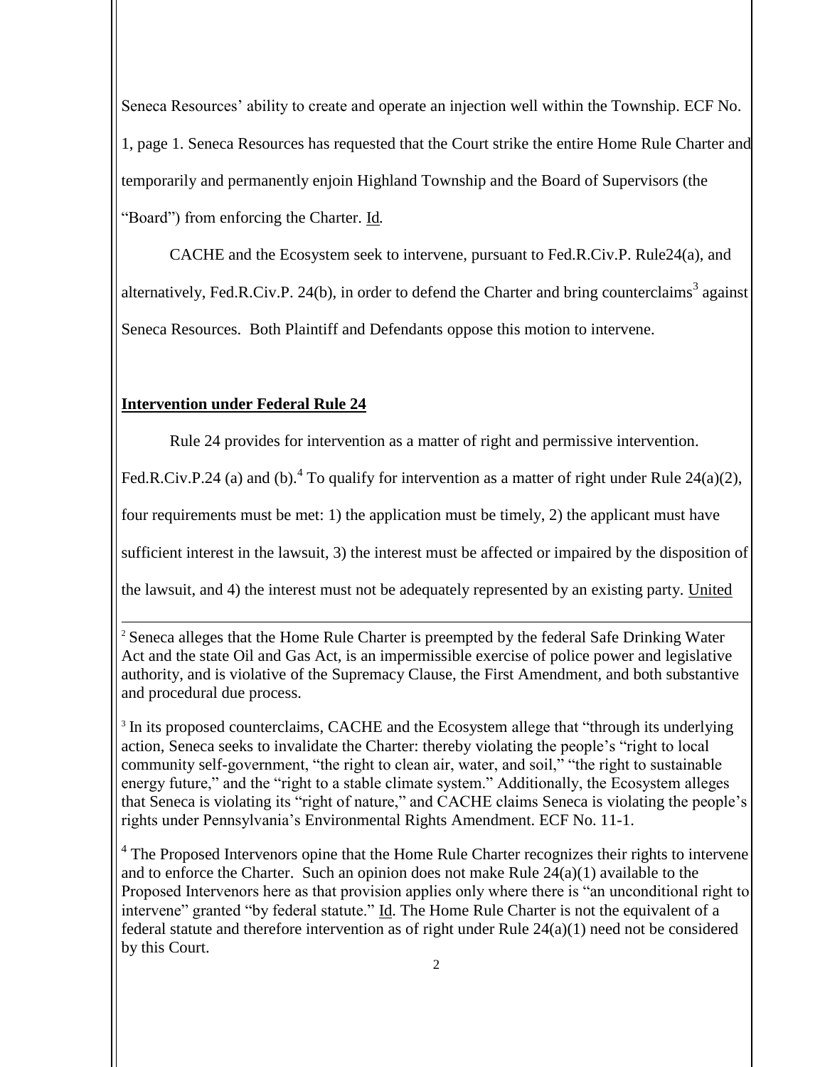Seneca Resources' ability to create and operate an injection well within the Township. ECF No. 1, page 1. Seneca Resources has requested that the Court strike the entire Home Rule Charter and temporarily and permanently enjoin Highland Township and the Board of Supervisors (the "Board") from enforcing the Charter. Id.

CACHE and the Ecosystem seek to intervene, pursuant to Fed.R.Civ.P. Rule24(a), and alternatively, Fed.R.Civ.P. 24(b), in order to defend the Charter and bring counterclaims[3] against Seneca Resources. Both Plaintiff and Defendants oppose this motion to intervene.

**Intervention under Federal Rule 24**

Rule 24 provides for intervention as a matter of right and permissive intervention. Fed.R.Civ.P.24 (a) and (b).[4] To qualify for intervention as a matter of right under Rule 24(a)(2), four requirements must be met: 1) the application must be timely, 2) the applicant must have sufficient interest in the lawsuit, 3) the interest must be affected or impaired by the disposition of the lawsuit, and 4) the interest must not be adequately represented by an existing party. United

---

[2] Seneca alleges that the Home Rule Charter is preempted by the federal Safe Drinking Water Act and the state Oil and Gas Act, is an impermissible exercise of police power and legislative authority, and is violative of the Supremacy Clause, the First Amendment, and both substantive and procedural due process.

[3] In its proposed counterclaims, CACHE and the Ecosystem allege that "through its underlying action, Seneca seeks to invalidate the Charter: thereby violating the people's "right to local community self-government, "the right to clean air, water, and soil," "the right to sustainable energy future," and the "right to a stable climate system." Additionally, the Ecosystem alleges that Seneca is violating its "right of nature," and CACHE claims Seneca is violating the people's rights under Pennsylvania's Environmental Rights Amendment. ECF No. 11-1.

[4] The Proposed Intervenors opine that the Home Rule Charter recognizes their rights to intervene and to enforce the Charter. Such an opinion does not make Rule 24(a)(1) available to the Proposed Intervenors here as that provision applies only where there is "an unconditional right to intervene" granted "by federal statute." Id. The Home Rule Charter is not the equivalent of a federal statute and therefore intervention as of right under Rule 24(a)(1) need not be considered by this Court.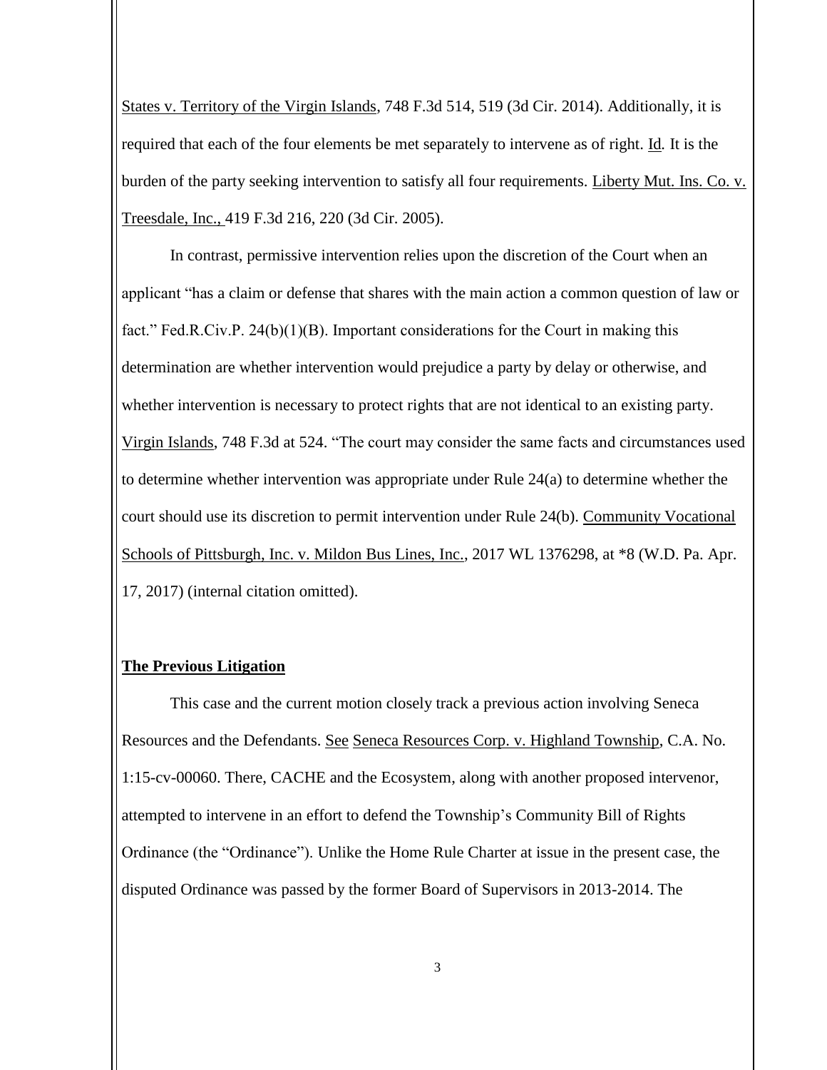States v. Territory of the Virgin Islands, 748 F.3d 514, 519 (3d Cir. 2014). Additionally, it is required that each of the four elements be met separately to intervene as of right. Id. It is the burden of the party seeking intervention to satisfy all four requirements. Liberty Mut. Ins. Co. v. Treesdale, Inc., 419 F.3d 216, 220 (3d Cir. 2005).

In contrast, permissive intervention relies upon the discretion of the Court when an applicant "has a claim or defense that shares with the main action a common question of law or fact." Fed.R.Civ.P. 24(b)(1)(B). Important considerations for the Court in making this determination are whether intervention would prejudice a party by delay or otherwise, and whether intervention is necessary to protect rights that are not identical to an existing party. Virgin Islands, 748 F.3d at 524. "The court may consider the same facts and circumstances used to determine whether intervention was appropriate under Rule 24(a) to determine whether the court should use its discretion to permit intervention under Rule 24(b). Community Vocational Schools of Pittsburgh, Inc. v. Mildon Bus Lines, Inc., 2017 WL 1376298, at *8 (W.D. Pa. Apr. 17, 2017) (internal citation omitted).

**The Previous Litigation**

This case and the current motion closely track a previous action involving Seneca Resources and the Defendants. See Seneca Resources Corp. v. Highland Township, C.A. No. 1:15-cv-00060. There, CACHE and the Ecosystem, along with another proposed intervenor, attempted to intervene in an effort to defend the Township's Community Bill of Rights Ordinance (the "Ordinance"). Unlike the Home Rule Charter at issue in the present case, the disputed Ordinance was passed by the former Board of Supervisors in 2013-2014. The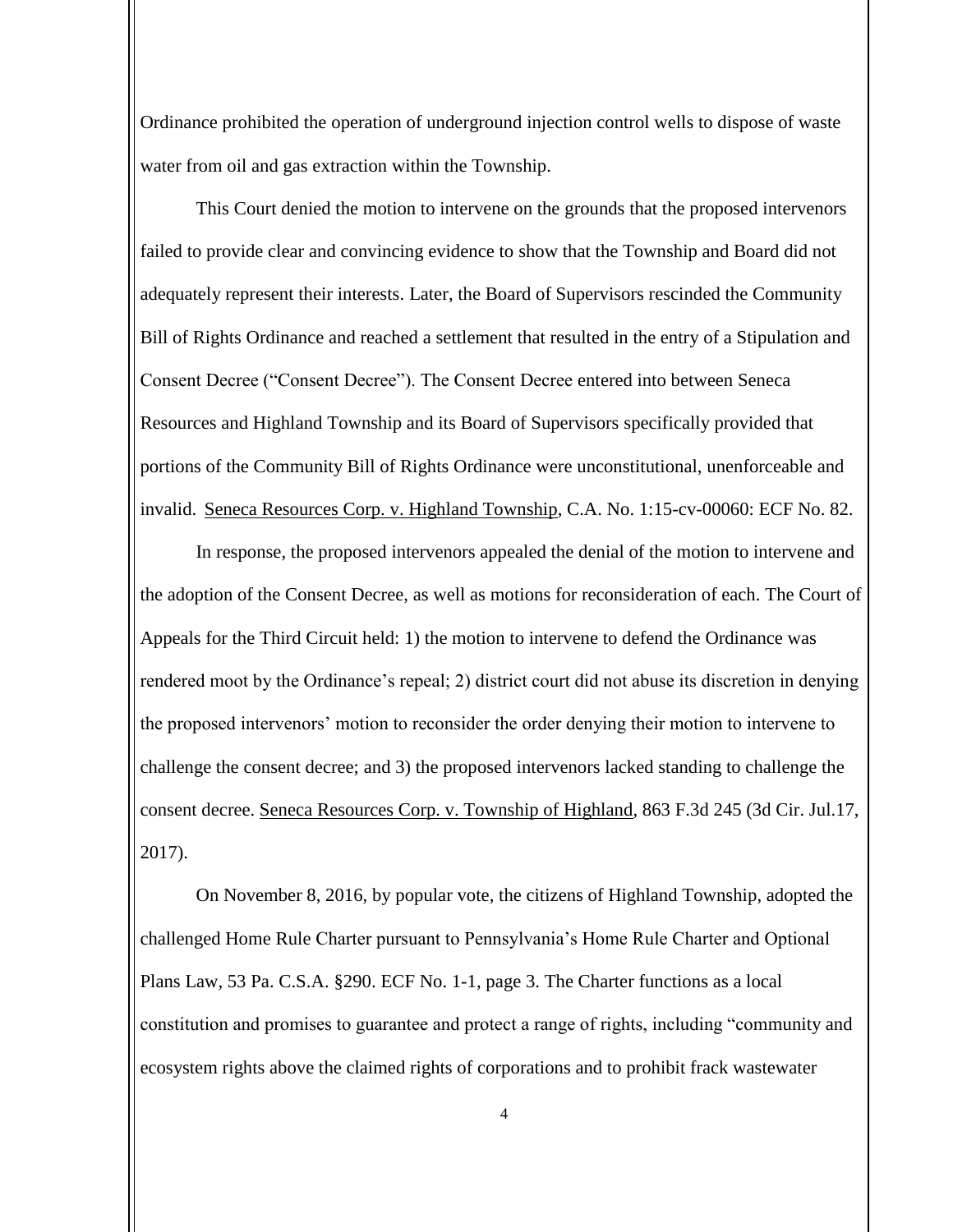Ordinance prohibited the operation of underground injection control wells to dispose of waste water from oil and gas extraction within the Township.

This Court denied the motion to intervene on the grounds that the proposed intervenors failed to provide clear and convincing evidence to show that the Township and Board did not adequately represent their interests. Later, the Board of Supervisors rescinded the Community Bill of Rights Ordinance and reached a settlement that resulted in the entry of a Stipulation and Consent Decree ("Consent Decree"). The Consent Decree entered into between Seneca Resources and Highland Township and its Board of Supervisors specifically provided that portions of the Community Bill of Rights Ordinance were unconstitutional, unenforceable and invalid. Seneca Resources Corp. v. Highland Township, C.A. No. 1:15-cv-00060: ECF No. 82.

In response, the proposed intervenors appealed the denial of the motion to intervene and the adoption of the Consent Decree, as well as motions for reconsideration of each. The Court of Appeals for the Third Circuit held: 1) the motion to intervene to defend the Ordinance was rendered moot by the Ordinance's repeal; 2) district court did not abuse its discretion in denying the proposed intervenors' motion to reconsider the order denying their motion to intervene to challenge the consent decree; and 3) the proposed intervenors lacked standing to challenge the consent decree. Seneca Resources Corp. v. Township of Highland, 863 F.3d 245 (3d Cir. Jul.17, 2017).

On November 8, 2016, by popular vote, the citizens of Highland Township, adopted the challenged Home Rule Charter pursuant to Pennsylvania's Home Rule Charter and Optional Plans Law, 53 Pa. C.S.A. §290. ECF No. 1-1, page 3. The Charter functions as a local constitution and promises to guarantee and protect a range of rights, including "community and ecosystem rights above the claimed rights of corporations and to prohibit frack wastewater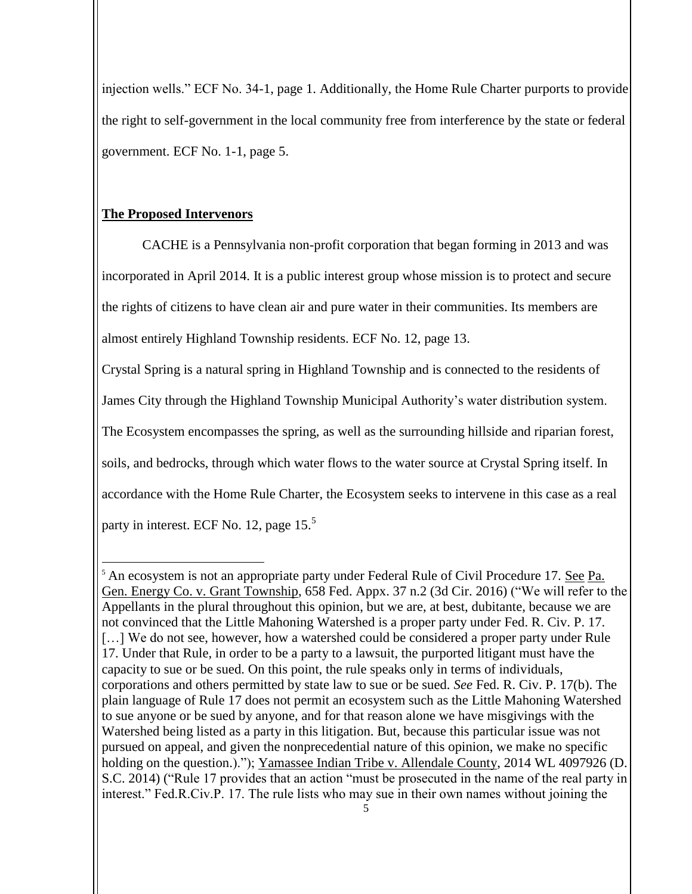injection wells." ECF No. 34-1, page 1. Additionally, the Home Rule Charter purports to provide the right to self-government in the local community free from interference by the state or federal government. ECF No. 1-1, page 5.

**The Proposed Intervenors**

CACHE is a Pennsylvania non-profit corporation that began forming in 2013 and was incorporated in April 2014. It is a public interest group whose mission is to protect and secure the rights of citizens to have clean air and pure water in their communities. Its members are almost entirely Highland Township residents. ECF No. 12, page 13.

Crystal Spring is a natural spring in Highland Township and is connected to the residents of James City through the Highland Township Municipal Authority's water distribution system. The Ecosystem encompasses the spring, as well as the surrounding hillside and riparian forest, soils, and bedrocks, through which water flows to the water source at Crystal Spring itself. In accordance with the Home Rule Charter, the Ecosystem seeks to intervene in this case as a real party in interest. ECF No. 12, page 15.[5]

---

[5] An ecosystem is not an appropriate party under Federal Rule of Civil Procedure 17. See Pa. Gen. Energy Co. v. Grant Township, 658 Fed. Appx. 37 n.2 (3d Cir. 2016) ("We will refer to the Appellants in the plural throughout this opinion, but we are, at best, dubitante, because we are not convinced that the Little Mahoning Watershed is a proper party under Fed. R. Civ. P. 17. […] We do not see, however, how a watershed could be considered a proper party under Rule 17. Under that Rule, in order to be a party to a lawsuit, the purported litigant must have the capacity to sue or be sued. On this point, the rule speaks only in terms of individuals, corporations and others permitted by state law to sue or be sued. *See* Fed. R. Civ. P. 17(b). The plain language of Rule 17 does not permit an ecosystem such as the Little Mahoning Watershed to sue anyone or be sued by anyone, and for that reason alone we have misgivings with the Watershed being listed as a party in this litigation. But, because this particular issue was not pursued on appeal, and given the nonprecedential nature of this opinion, we make no specific holding on the question.)."); Yamassee Indian Tribe v. Allendale County, 2014 WL 4097926 (D. S.C. 2014) ("Rule 17 provides that an action "must be prosecuted in the name of the real party in interest." Fed.R.Civ.P. 17. The rule lists who may sue in their own names without joining the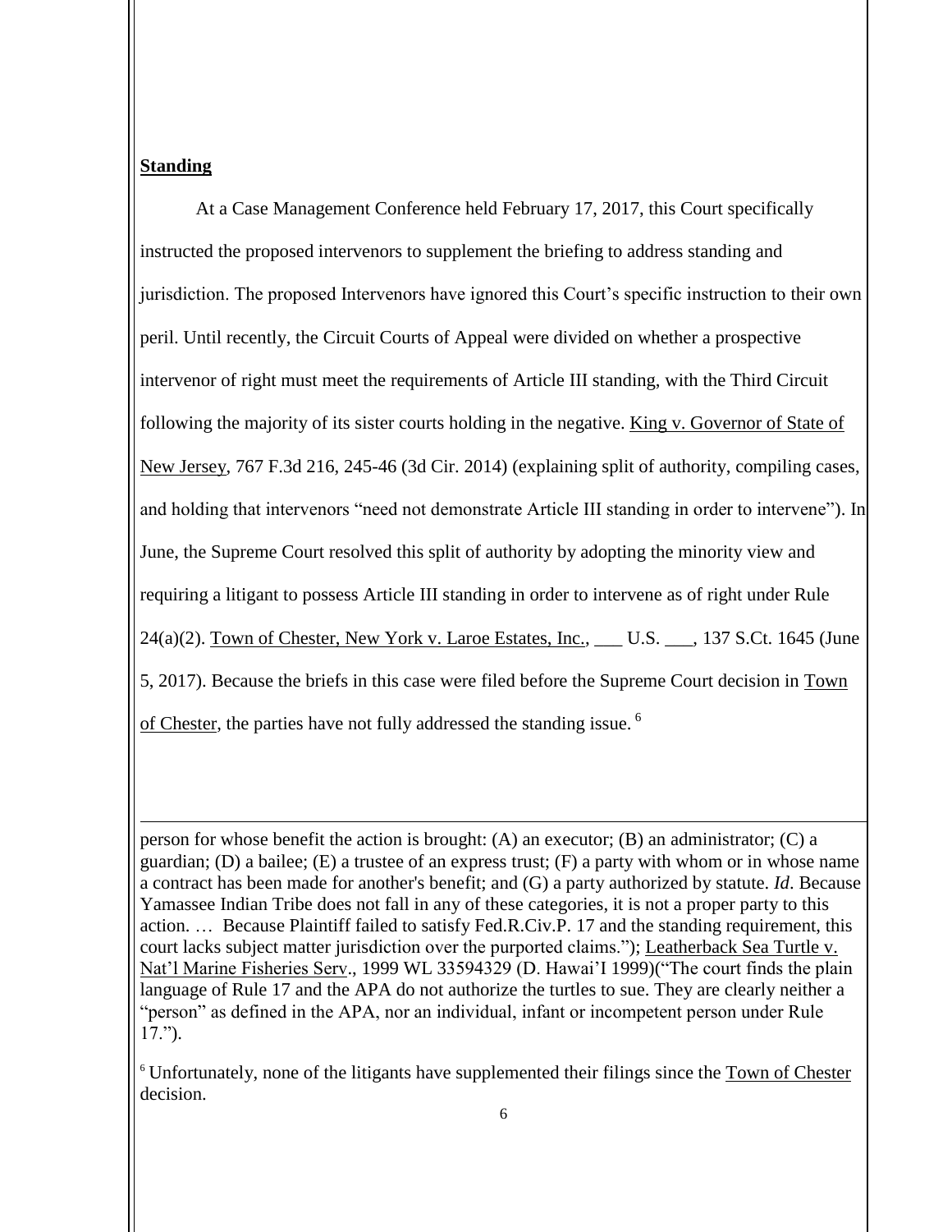**Standing**

At a Case Management Conference held February 17, 2017, this Court specifically instructed the proposed intervenors to supplement the briefing to address standing and jurisdiction. The proposed Intervenors have ignored this Court's specific instruction to their own peril. Until recently, the Circuit Courts of Appeal were divided on whether a prospective intervenor of right must meet the requirements of Article III standing, with the Third Circuit following the majority of its sister courts holding in the negative. King v. Governor of State of New Jersey, 767 F.3d 216, 245-46 (3d Cir. 2014) (explaining split of authority, compiling cases, and holding that intervenors "need not demonstrate Article III standing in order to intervene"). In June, the Supreme Court resolved this split of authority by adopting the minority view and requiring a litigant to possess Article III standing in order to intervene as of right under Rule 24(a)(2). Town of Chester, New York v. Laroe Estates, Inc., ___ U.S. ___, 137 S.Ct. 1645 (June 5, 2017). Because the briefs in this case were filed before the Supreme Court decision in Town of Chester, the parties have not fully addressed the standing issue. [6]

---

person for whose benefit the action is brought: (A) an executor; (B) an administrator; (C) a guardian; (D) a bailee; (E) a trustee of an express trust; (F) a party with whom or in whose name a contract has been made for another's benefit; and (G) a party authorized by statute. *Id*. Because Yamassee Indian Tribe does not fall in any of these categories, it is not a proper party to this action. … Because Plaintiff failed to satisfy Fed.R.Civ.P. 17 and the standing requirement, this court lacks subject matter jurisdiction over the purported claims."); Leatherback Sea Turtle v. Nat'l Marine Fisheries Serv., 1999 WL 33594329 (D. Hawai'I 1999)("The court finds the plain language of Rule 17 and the APA do not authorize the turtles to sue. They are clearly neither a "person" as defined in the APA, nor an individual, infant or incompetent person under Rule 17.").

[6] Unfortunately, none of the litigants have supplemented their filings since the Town of Chester decision.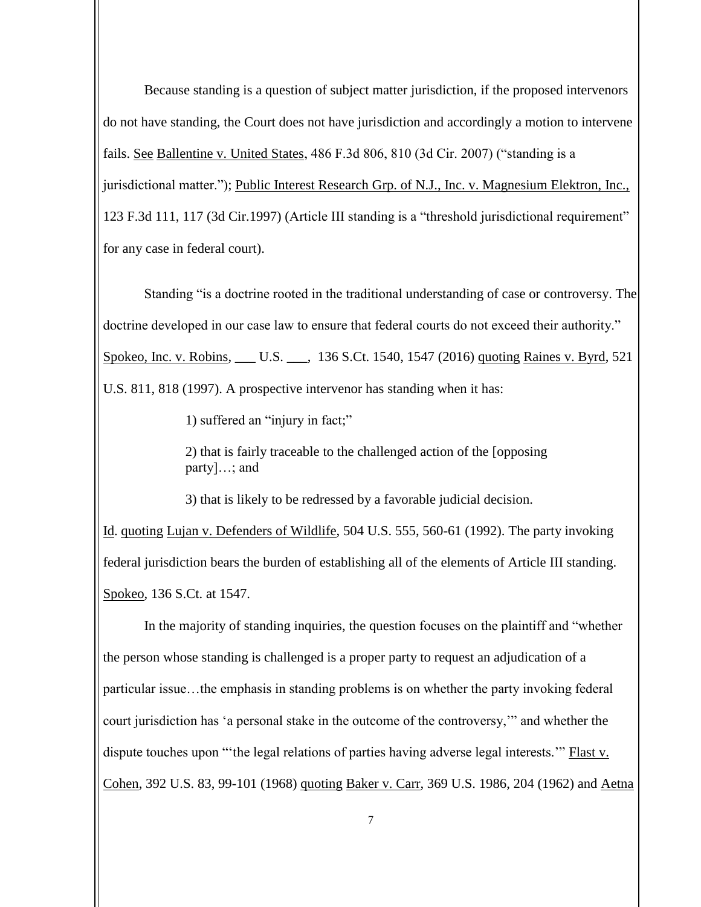Because standing is a question of subject matter jurisdiction, if the proposed intervenors do not have standing, the Court does not have jurisdiction and accordingly a motion to intervene fails. See Ballentine v. United States, 486 F.3d 806, 810 (3d Cir. 2007) ("standing is a jurisdictional matter."); Public Interest Research Grp. of N.J., Inc. v. Magnesium Elektron, Inc., 123 F.3d 111, 117 (3d Cir.1997) (Article III standing is a "threshold jurisdictional requirement" for any case in federal court).

Standing "is a doctrine rooted in the traditional understanding of case or controversy. The doctrine developed in our case law to ensure that federal courts do not exceed their authority." Spokeo, Inc. v. Robins, ___ U.S. ___, 136 S.Ct. 1540, 1547 (2016) quoting Raines v. Byrd, 521 U.S. 811, 818 (1997). A prospective intervenor has standing when it has:

> 1) suffered an "injury in fact;"
>
> 2) that is fairly traceable to the challenged action of the [opposing party]…; and
>
> 3) that is likely to be redressed by a favorable judicial decision.

Id. quoting Lujan v. Defenders of Wildlife, 504 U.S. 555, 560-61 (1992). The party invoking federal jurisdiction bears the burden of establishing all of the elements of Article III standing. Spokeo, 136 S.Ct. at 1547.

In the majority of standing inquiries, the question focuses on the plaintiff and "whether the person whose standing is challenged is a proper party to request an adjudication of a particular issue…the emphasis in standing problems is on whether the party invoking federal court jurisdiction has 'a personal stake in the outcome of the controversy,'" and whether the dispute touches upon "'the legal relations of parties having adverse legal interests.'" Flast v. Cohen, 392 U.S. 83, 99-101 (1968) quoting Baker v. Carr, 369 U.S. 1986, 204 (1962) and Aetna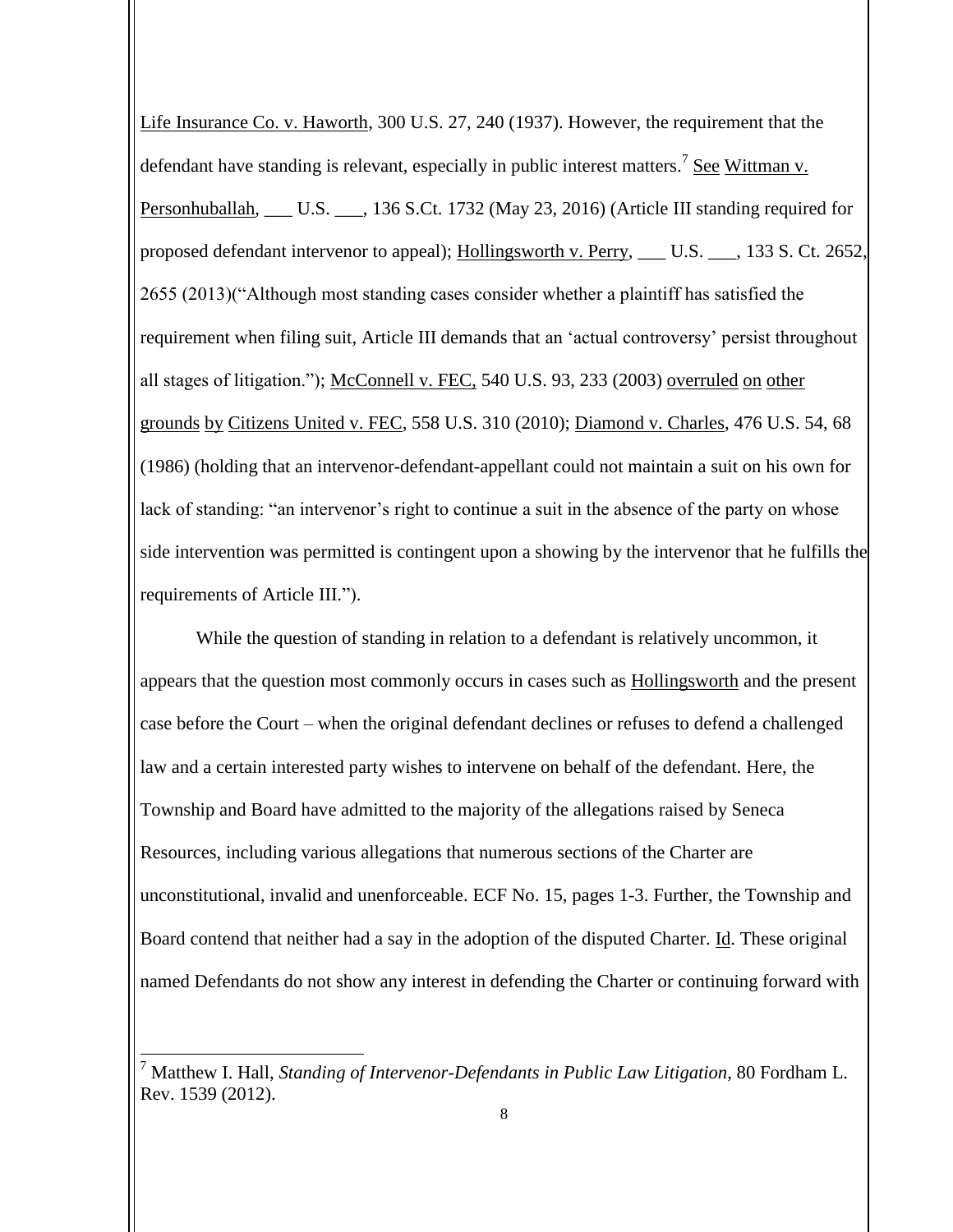Life Insurance Co. v. Haworth, 300 U.S. 27, 240 (1937). However, the requirement that the defendant have standing is relevant, especially in public interest matters.[7] See Wittman v. Personhuballah, ___ U.S. ___, 136 S.Ct. 1732 (May 23, 2016) (Article III standing required for proposed defendant intervenor to appeal); Hollingsworth v. Perry, ___ U.S. ___, 133 S. Ct. 2652, 2655 (2013)("Although most standing cases consider whether a plaintiff has satisfied the requirement when filing suit, Article III demands that an 'actual controversy' persist throughout all stages of litigation."); McConnell v. FEC, 540 U.S. 93, 233 (2003) overruled on other grounds by Citizens United v. FEC, 558 U.S. 310 (2010); Diamond v. Charles, 476 U.S. 54, 68 (1986) (holding that an intervenor-defendant-appellant could not maintain a suit on his own for lack of standing: "an intervenor's right to continue a suit in the absence of the party on whose side intervention was permitted is contingent upon a showing by the intervenor that he fulfills the requirements of Article III.").

While the question of standing in relation to a defendant is relatively uncommon, it appears that the question most commonly occurs in cases such as Hollingsworth and the present case before the Court – when the original defendant declines or refuses to defend a challenged law and a certain interested party wishes to intervene on behalf of the defendant. Here, the Township and Board have admitted to the majority of the allegations raised by Seneca Resources, including various allegations that numerous sections of the Charter are unconstitutional, invalid and unenforceable. ECF No. 15, pages 1-3. Further, the Township and Board contend that neither had a say in the adoption of the disputed Charter. Id. These original named Defendants do not show any interest in defending the Charter or continuing forward with

[7] Matthew I. Hall, *Standing of Intervenor-Defendants in Public Law Litigation*, 80 Fordham L. Rev. 1539 (2012).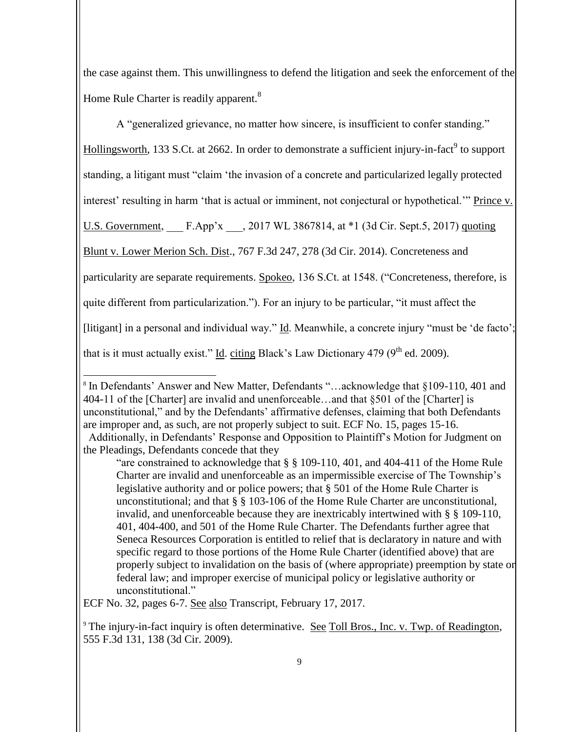the case against them. This unwillingness to defend the litigation and seek the enforcement of the Home Rule Charter is readily apparent.[8]

A "generalized grievance, no matter how sincere, is insufficient to confer standing." Hollingsworth, 133 S.Ct. at 2662. In order to demonstrate a sufficient injury-in-fact[9] to support standing, a litigant must "claim 'the invasion of a concrete and particularized legally protected interest' resulting in harm 'that is actual or imminent, not conjectural or hypothetical.'" Prince v. U.S. Government, ___ F.App'x ___, 2017 WL 3867814, at *1 (3d Cir. Sept.5, 2017) quoting Blunt v. Lower Merion Sch. Dist., 767 F.3d 247, 278 (3d Cir. 2014). Concreteness and particularity are separate requirements. Spokeo, 136 S.Ct. at 1548. ("Concreteness, therefore, is quite different from particularization."). For an injury to be particular, "it must affect the [litigant] in a personal and individual way." Id. Meanwhile, a concrete injury "must be 'de facto'; that is it must actually exist." Id. citing Black's Law Dictionary 479 (9th ed. 2009).

---

[8] In Defendants' Answer and New Matter, Defendants "…acknowledge that §109-110, 401 and 404-11 of the [Charter] are invalid and unenforceable…and that §501 of the [Charter] is unconstitutional," and by the Defendants' affirmative defenses, claiming that both Defendants are improper and, as such, are not properly subject to suit. ECF No. 15, pages 15-16.

Additionally, in Defendants' Response and Opposition to Plaintiff's Motion for Judgment on the Pleadings, Defendants concede that they

> "are constrained to acknowledge that § § 109-110, 401, and 404-411 of the Home Rule Charter are invalid and unenforceable as an impermissible exercise of The Township's legislative authority and or police powers; that § 501 of the Home Rule Charter is unconstitutional; and that § § 103-106 of the Home Rule Charter are unconstitutional, invalid, and unenforceable because they are inextricably intertwined with § § 109-110, 401, 404-400, and 501 of the Home Rule Charter. The Defendants further agree that Seneca Resources Corporation is entitled to relief that is declaratory in nature and with specific regard to those portions of the Home Rule Charter (identified above) that are properly subject to invalidation on the basis of (where appropriate) preemption by state or federal law; and improper exercise of municipal policy or legislative authority or unconstitutional."

ECF No. 32, pages 6-7. See also Transcript, February 17, 2017.

[9] The injury-in-fact inquiry is often determinative. See Toll Bros., Inc. v. Twp. of Readington, 555 F.3d 131, 138 (3d Cir. 2009).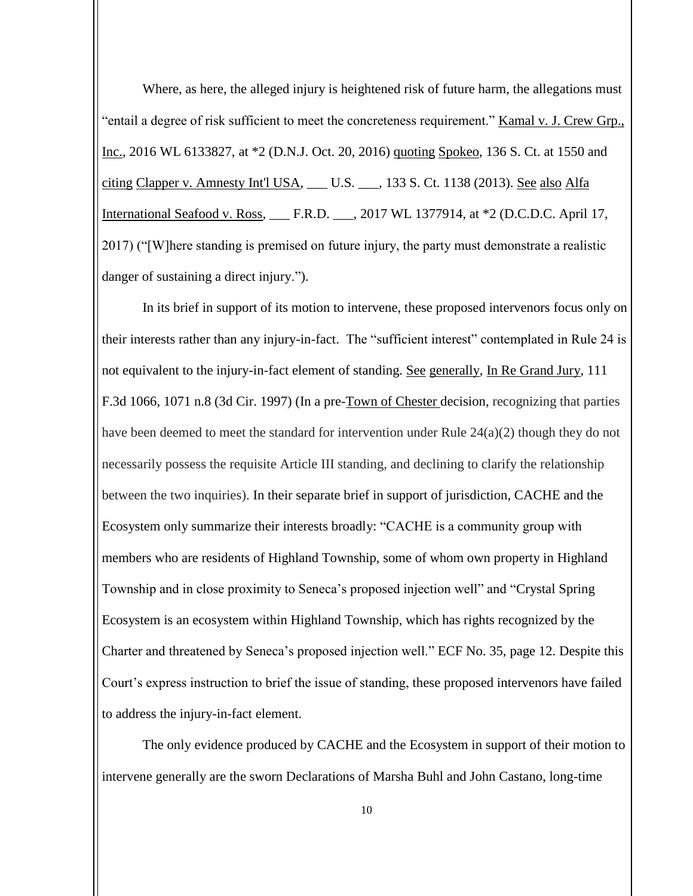Where, as here, the alleged injury is heightened risk of future harm, the allegations must "entail a degree of risk sufficient to meet the concreteness requirement." Kamal v. J. Crew Grp., Inc., 2016 WL 6133827, at *2 (D.N.J. Oct. 20, 2016) quoting Spokeo, 136 S. Ct. at 1550 and citing Clapper v. Amnesty Int'l USA, ___ U.S. ___, 133 S. Ct. 1138 (2013). See also Alfa International Seafood v. Ross, ___ F.R.D. ___, 2017 WL 1377914, at *2 (D.C.D.C. April 17, 2017) ("[W]here standing is premised on future injury, the party must demonstrate a realistic danger of sustaining a direct injury.").

In its brief in support of its motion to intervene, these proposed intervenors focus only on their interests rather than any injury-in-fact. The "sufficient interest" contemplated in Rule 24 is not equivalent to the injury-in-fact element of standing. See generally, In Re Grand Jury, 111 F.3d 1066, 1071 n.8 (3d Cir. 1997) (In a pre-Town of Chester decision, recognizing that parties have been deemed to meet the standard for intervention under Rule 24(a)(2) though they do not necessarily possess the requisite Article III standing, and declining to clarify the relationship between the two inquiries). In their separate brief in support of jurisdiction, CACHE and the Ecosystem only summarize their interests broadly: "CACHE is a community group with members who are residents of Highland Township, some of whom own property in Highland Township and in close proximity to Seneca's proposed injection well" and "Crystal Spring Ecosystem is an ecosystem within Highland Township, which has rights recognized by the Charter and threatened by Seneca's proposed injection well." ECF No. 35, page 12. Despite this Court's express instruction to brief the issue of standing, these proposed intervenors have failed to address the injury-in-fact element.

The only evidence produced by CACHE and the Ecosystem in support of their motion to intervene generally are the sworn Declarations of Marsha Buhl and John Castano, long-time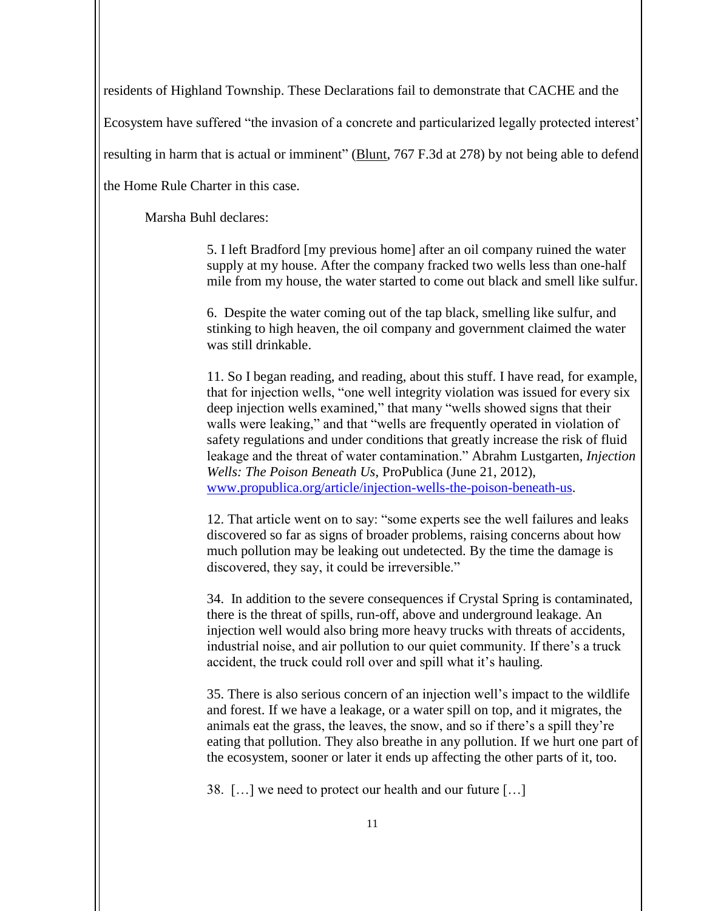residents of Highland Township. These Declarations fail to demonstrate that CACHE and the Ecosystem have suffered "the invasion of a concrete and particularized legally protected interest' resulting in harm that is actual or imminent" (Blunt, 767 F.3d at 278) by not being able to defend the Home Rule Charter in this case.

Marsha Buhl declares:

> 5. I left Bradford [my previous home] after an oil company ruined the water supply at my house. After the company fracked two wells less than one-half mile from my house, the water started to come out black and smell like sulfur.
>
> 6. Despite the water coming out of the tap black, smelling like sulfur, and stinking to high heaven, the oil company and government claimed the water was still drinkable.
>
> 11. So I began reading, and reading, about this stuff. I have read, for example, that for injection wells, "one well integrity violation was issued for every six deep injection wells examined," that many "wells showed signs that their walls were leaking," and that "wells are frequently operated in violation of safety regulations and under conditions that greatly increase the risk of fluid leakage and the threat of water contamination." Abrahm Lustgarten, *Injection Wells: The Poison Beneath Us*, ProPublica (June 21, 2012), www.propublica.org/article/injection-wells-the-poison-beneath-us.
>
> 12. That article went on to say: "some experts see the well failures and leaks discovered so far as signs of broader problems, raising concerns about how much pollution may be leaking out undetected. By the time the damage is discovered, they say, it could be irreversible."
>
> 34. In addition to the severe consequences if Crystal Spring is contaminated, there is the threat of spills, run-off, above and underground leakage. An injection well would also bring more heavy trucks with threats of accidents, industrial noise, and air pollution to our quiet community. If there's a truck accident, the truck could roll over and spill what it's hauling.
>
> 35. There is also serious concern of an injection well's impact to the wildlife and forest. If we have a leakage, or a water spill on top, and it migrates, the animals eat the grass, the leaves, the snow, and so if there's a spill they're eating that pollution. They also breathe in any pollution. If we hurt one part of the ecosystem, sooner or later it ends up affecting the other parts of it, too.
>
> 38. […] we need to protect our health and our future […]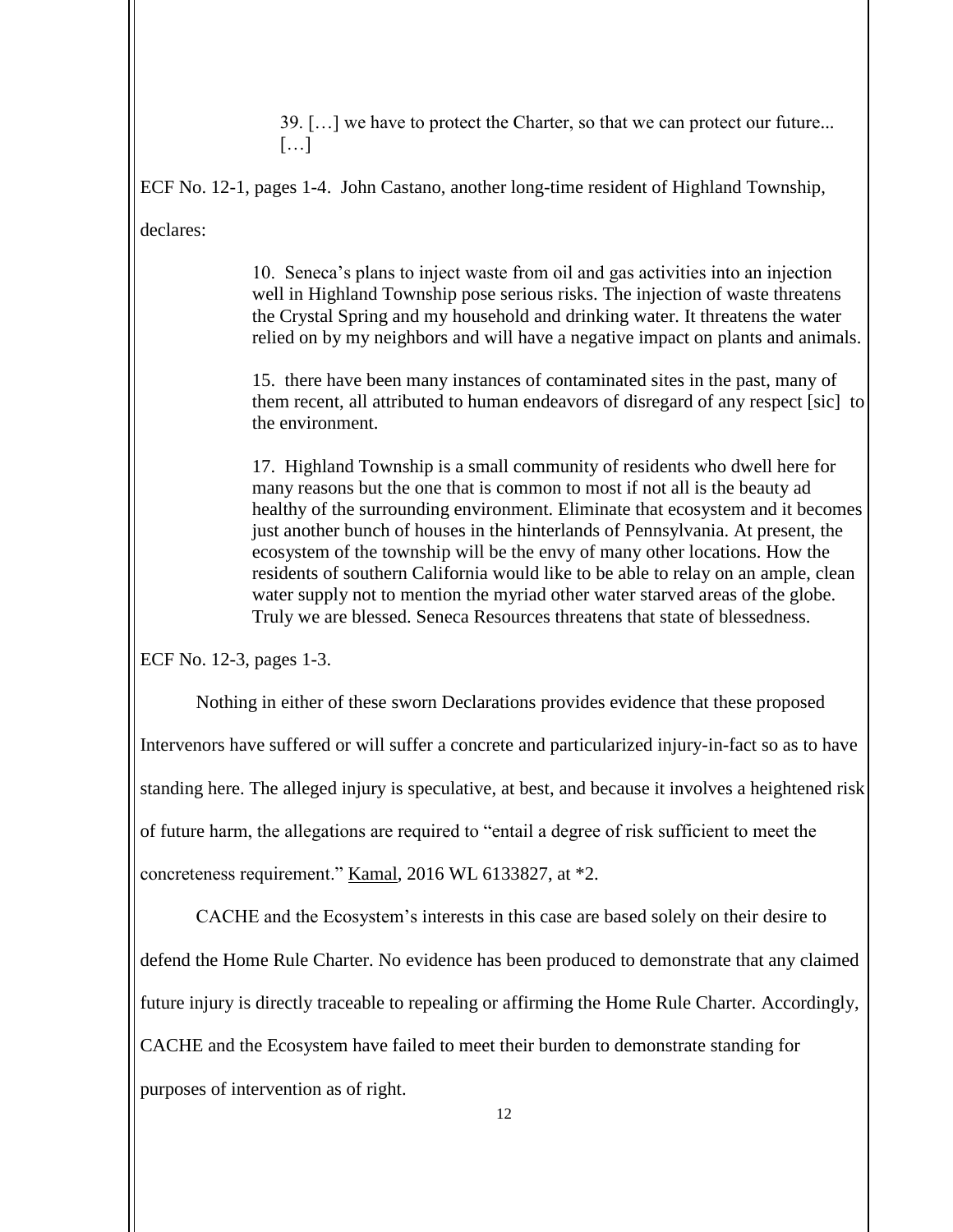> 39. […] we have to protect the Charter, so that we can protect our future... […]

ECF No. 12-1, pages 1-4. John Castano, another long-time resident of Highland Township, declares:

> 10. Seneca's plans to inject waste from oil and gas activities into an injection well in Highland Township pose serious risks. The injection of waste threatens the Crystal Spring and my household and drinking water. It threatens the water relied on by my neighbors and will have a negative impact on plants and animals.
>
> 15. there have been many instances of contaminated sites in the past, many of them recent, all attributed to human endeavors of disregard of any respect [sic] to the environment.
>
> 17. Highland Township is a small community of residents who dwell here for many reasons but the one that is common to most if not all is the beauty ad healthy of the surrounding environment. Eliminate that ecosystem and it becomes just another bunch of houses in the hinterlands of Pennsylvania. At present, the ecosystem of the township will be the envy of many other locations. How the residents of southern California would like to be able to relay on an ample, clean water supply not to mention the myriad other water starved areas of the globe. Truly we are blessed. Seneca Resources threatens that state of blessedness.

ECF No. 12-3, pages 1-3.

Nothing in either of these sworn Declarations provides evidence that these proposed Intervenors have suffered or will suffer a concrete and particularized injury-in-fact so as to have standing here. The alleged injury is speculative, at best, and because it involves a heightened risk of future harm, the allegations are required to "entail a degree of risk sufficient to meet the concreteness requirement." Kamal, 2016 WL 6133827, at *2.

CACHE and the Ecosystem's interests in this case are based solely on their desire to defend the Home Rule Charter. No evidence has been produced to demonstrate that any claimed future injury is directly traceable to repealing or affirming the Home Rule Charter. Accordingly, CACHE and the Ecosystem have failed to meet their burden to demonstrate standing for purposes of intervention as of right.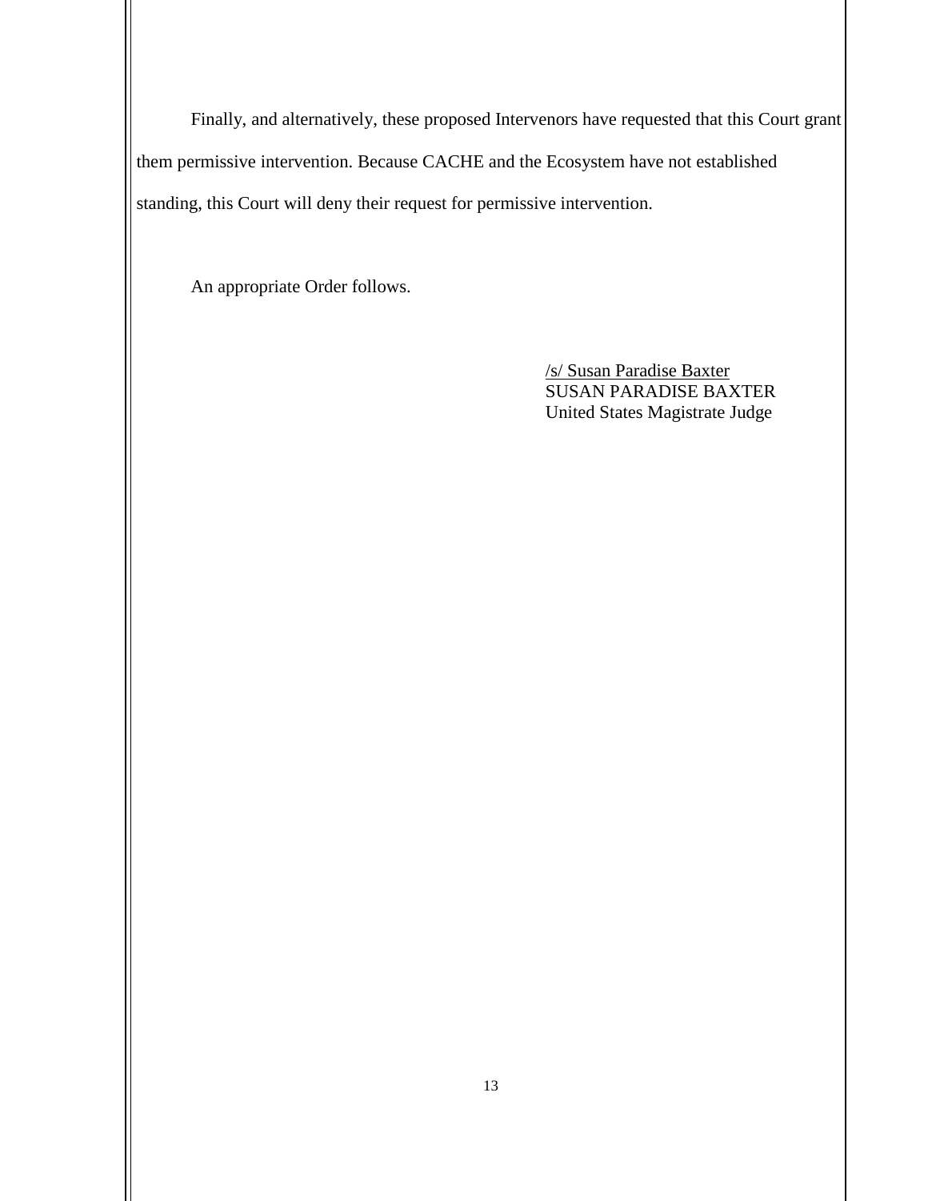Finally, and alternatively, these proposed Intervenors have requested that this Court grant them permissive intervention. Because CACHE and the Ecosystem have not established standing, this Court will deny their request for permissive intervention.

An appropriate Order follows.

/s/ Susan Paradise Baxter
SUSAN PARADISE BAXTER
United States Magistrate Judge